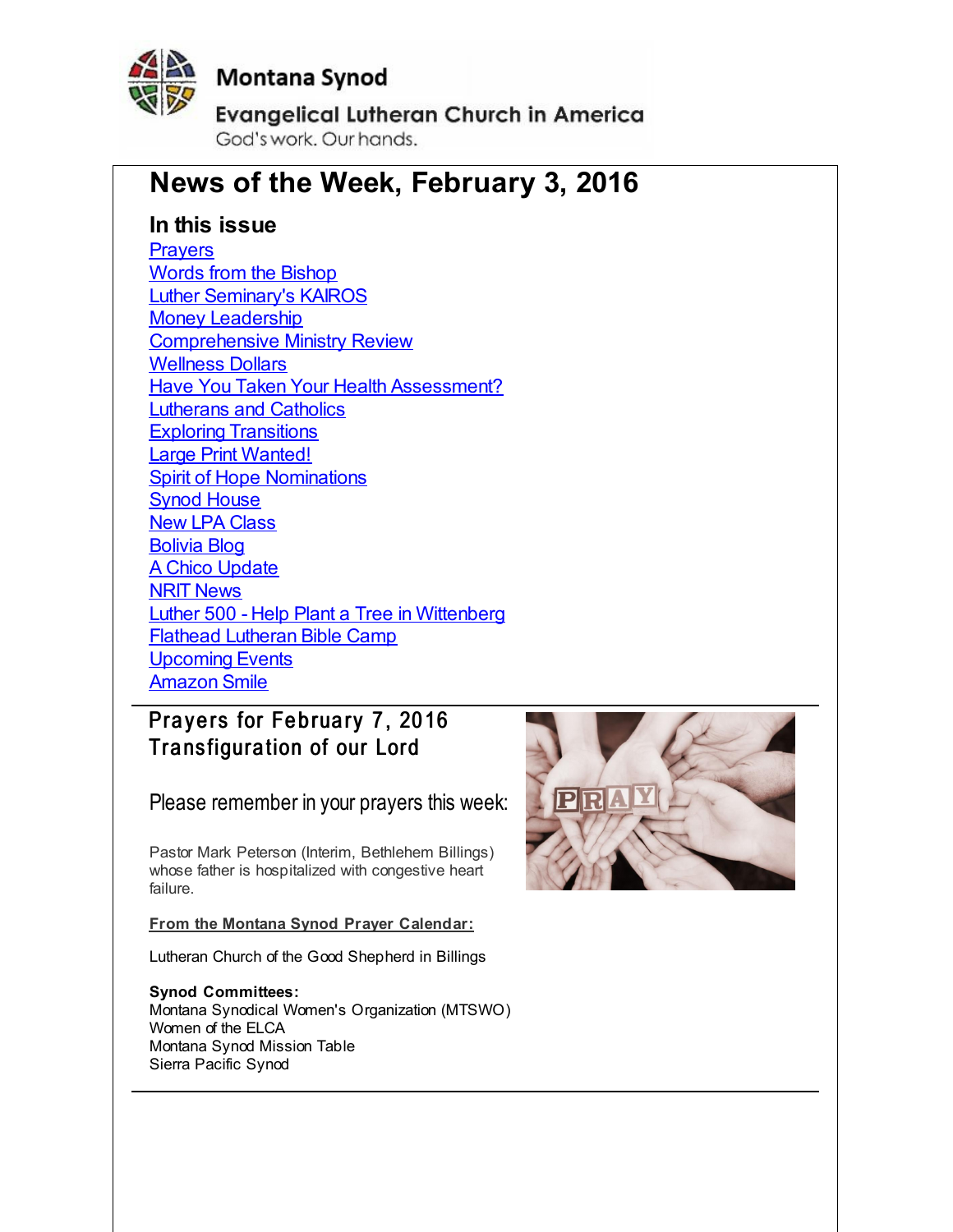Montana Synod

Evangelical Lutheran Church in America

God's work. Our hands.

# News of the Week, February 3, 2016

## In this issue

- Prayers
- Words from the Bishop
- Luther Seminary's KAIROS
- Money Leadership
- Comprehensive Ministry Review
- Wellness Dollars
- Have You Taken Your Health Assessment?
- Lutherans and Catholics
- Exploring Transitions
- Large Print Wanted!
- Spirit of Hope Nominations
- Synod House
- New LPA Class
- Bolivia Blog
- A Chico Update
- NRIT News
- Luther 500 - Help Plant a Tree in Wittenberg
- Flathead Lutheran Bible Camp
- Upcoming Events
- Amazon Smile

---

## Prayers for February 7, 2016
## Transfiguration of our Lord

Please remember in your prayers this week:

Pastor Mark Peterson (Interim, Bethlehem Billings) whose father is hospitalized with congestive heart failure.

**From the Montana Synod Prayer Calendar:**

Lutheran Church of the Good Shepherd in Billings

**Synod Committees:**
Montana Synodical Women's Organization (MTSWO)
Women of the ELCA
Montana Synod Mission Table
Sierra Pacific Synod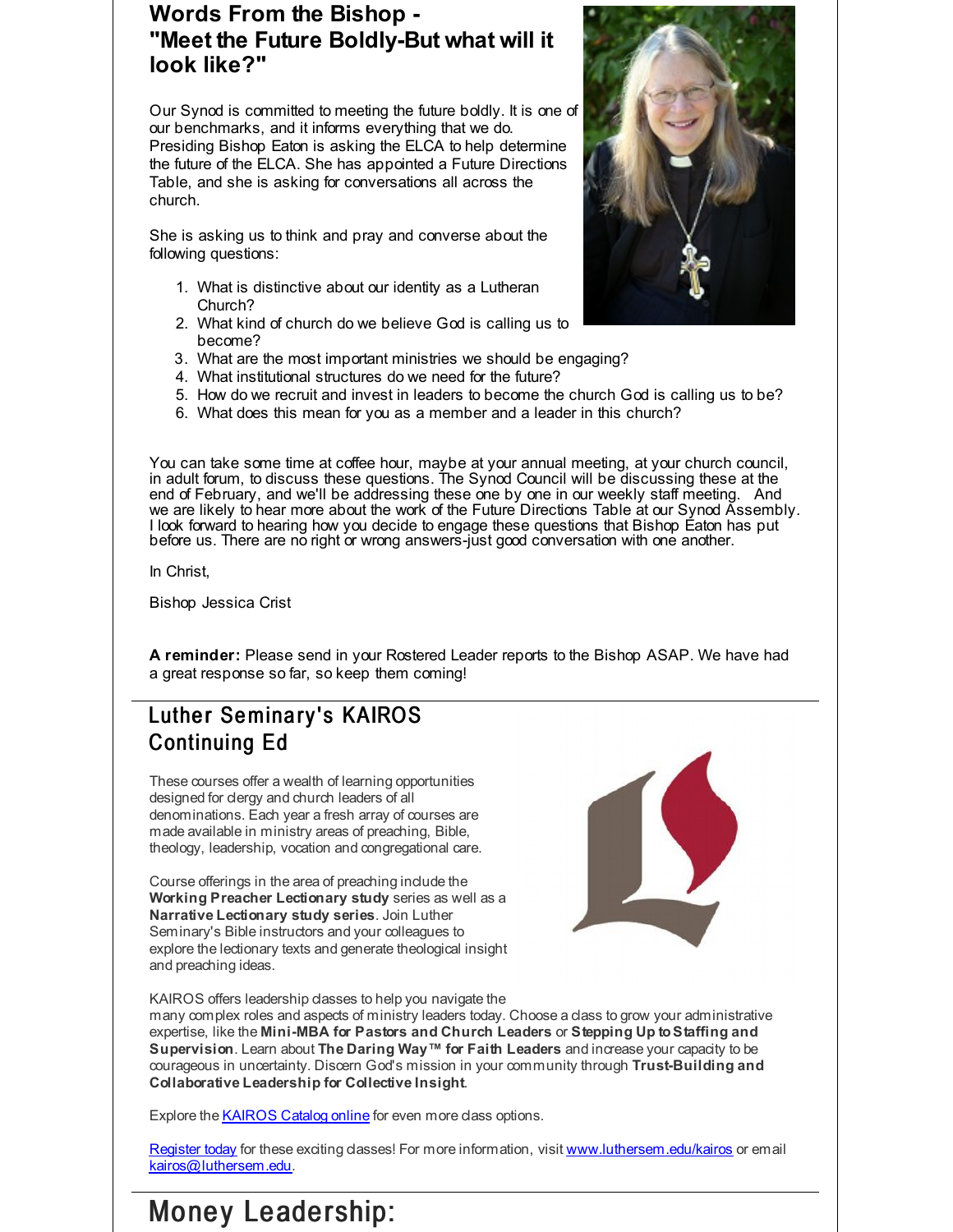## Words From the Bishop - "Meet the Future Boldly-But what will it look like?"

Our Synod is committed to meeting the future boldly. It is one of our benchmarks, and it informs everything that we do. Presiding Bishop Eaton is asking the ELCA to help determine the future of the ELCA. She has appointed a Future Directions Table, and she is asking for conversations all across the church.

She is asking us to think and pray and converse about the following questions:

1. What is distinctive about our identity as a Lutheran Church?
2. What kind of church do we believe God is calling us to become?
3. What are the most important ministries we should be engaging?
4. What institutional structures do we need for the future?
5. How do we recruit and invest in leaders to become the church God is calling us to be?
6. What does this mean for you as a member and a leader in this church?

You can take some time at coffee hour, maybe at your annual meeting, at your church council, in adult forum, to discuss these questions. The Synod Council will be discussing these at the end of February, and we'll be addressing these one by one in our weekly staff meeting. And we are likely to hear more about the work of the Future Directions Table at our Synod Assembly. I look forward to hearing how you decide to engage these questions that Bishop Eaton has put before us. There are no right or wrong answers-just good conversation with one another.

In Christ,

Bishop Jessica Crist

**A reminder:** Please send in your Rostered Leader reports to the Bishop ASAP. We have had a great response so far, so keep them coming!

## Luther Seminary's KAIROS Continuing Ed

These courses offer a wealth of learning opportunities designed for clergy and church leaders of all denominations. Each year a fresh array of courses are made available in ministry areas of preaching, Bible, theology, leadership, vocation and congregational care.

Course offerings in the area of preaching include the **Working Preacher Lectionary study** series as well as a **Narrative Lectionary study series**. Join Luther Seminary's Bible instructors and your colleagues to explore the lectionary texts and generate theological insight and preaching ideas.

KAIROS offers leadership classes to help you navigate the many complex roles and aspects of ministry leaders today. Choose a class to grow your administrative expertise, like the **Mini-MBA for Pastors and Church Leaders** or **Stepping Up to Staffing and Supervision**. Learn about **The Daring Way™ for Faith Leaders** and increase your capacity to be courageous in uncertainty. Discern God's mission in your community through **Trust-Building and Collaborative Leadership for Collective Insight**.

Explore the KAIROS Catalog online for even more class options.

Register today for these exciting classes! For more information, visit www.luthersem.edu/kairos or email kairos@luthersem.edu.

## Money Leadership: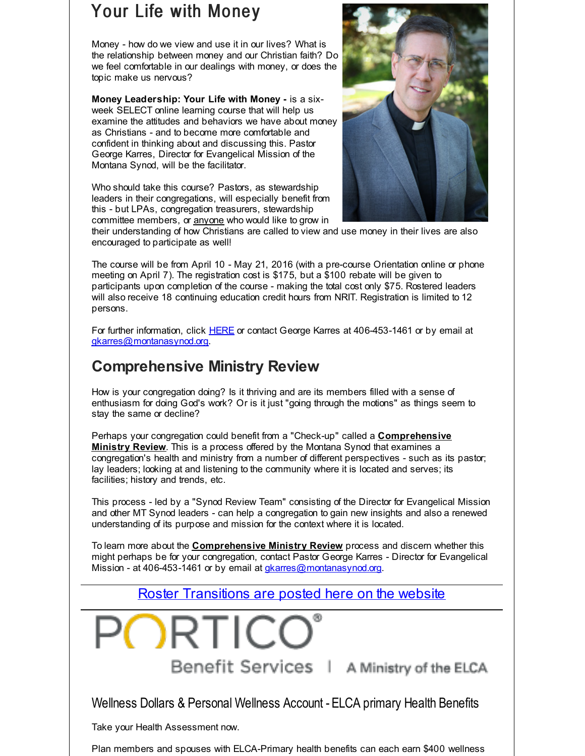# Your Life with Money

Money - how do we view and use it in our lives? What is the relationship between money and our Christian faith? Do we feel comfortable in our dealings with money, or does the topic make us nervous?

**Money Leadership: Your Life with Money -** is a six-week SELECT online learning course that will help us examine the attitudes and behaviors we have about money as Christians - and to become more comfortable and confident in thinking about and discussing this. Pastor George Karres, Director for Evangelical Mission of the Montana Synod, will be the facilitator.

Who should take this course? Pastors, as stewardship leaders in their congregations, will especially benefit from this - but LPAs, congregation treasurers, stewardship committee members, or anyone who would like to grow in their understanding of how Christians are called to view and use money in their lives are also encouraged to participate as well!

The course will be from April 10 - May 21, 2016 (with a pre-course Orientation online or phone meeting on April 7). The registration cost is $175, but a $100 rebate will be given to participants upon completion of the course - making the total cost only $75. Rostered leaders will also receive 18 continuing education credit hours from NRIT. Registration is limited to 12 persons.

For further information, click HERE or contact George Karres at 406-453-1461 or by email at gkarres@montanasynod.org.

## Comprehensive Ministry Review

How is your congregation doing? Is it thriving and are its members filled with a sense of enthusiasm for doing God's work? Or is it just "going through the motions" as things seem to stay the same or decline?

Perhaps your congregation could benefit from a "Check-up" called a **Comprehensive Ministry Review**. This is a process offered by the Montana Synod that examines a congregation's health and ministry from a number of different perspectives - such as its pastor; lay leaders; looking at and listening to the community where it is located and serves; its facilities; history and trends, etc.

This process - led by a "Synod Review Team" consisting of the Director for Evangelical Mission and other MT Synod leaders - can help a congregation to gain new insights and also a renewed understanding of its purpose and mission for the context where it is located.

To learn more about the **Comprehensive Ministry Review** process and discern whether this might perhaps be for your congregation, contact Pastor George Karres - Director for Evangelical Mission - at 406-453-1461 or by email at gkarres@montanasynod.org.

Roster Transitions are posted here on the website

PORTICO® Benefit Services | A Ministry of the ELCA

## Wellness Dollars & Personal Wellness Account - ELCA primary Health Benefits

Take your Health Assessment now.

Plan members and spouses with ELCA-Primary health benefits can each earn $400 wellness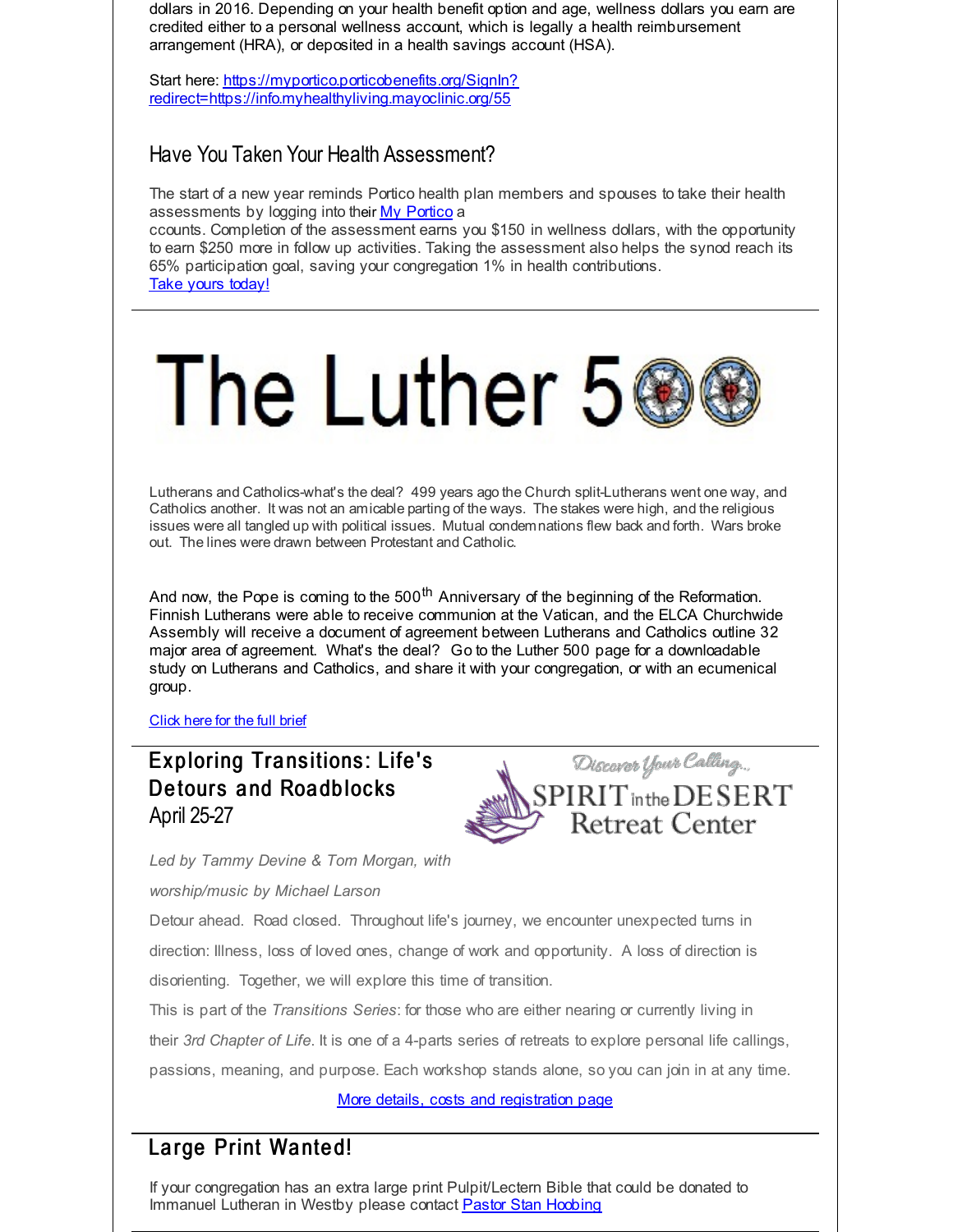dollars in 2016. Depending on your health benefit option and age, wellness dollars you earn are credited either to a personal wellness account, which is legally a health reimbursement arrangement (HRA), or deposited in a health savings account (HSA).

Start here: [https://myportico.porticobenefits.org/SignIn?redirect=https://info.myhealthyliving.mayoclinic.org/55](https://myportico.porticobenefits.org/SignIn?redirect=https://info.myhealthyliving.mayoclinic.org/55)

## Have You Taken Your Health Assessment?

The start of a new year reminds Portico health plan members and spouses to take their health assessments by logging into their [My Portico](#) accounts. Completion of the assessment earns you $150 in wellness dollars, with the opportunity to earn $250 more in follow up activities. Taking the assessment also helps the synod reach its 65% participation goal, saving your congregation 1% in health contributions.
[Take yours today!](#)

---

# The Luther 500

Lutherans and Catholics-what's the deal? 499 years ago the Church split-Lutherans went one way, and Catholics another. It was not an amicable parting of the ways. The stakes were high, and the religious issues were all tangled up with political issues. Mutual condemnations flew back and forth. Wars broke out. The lines were drawn between Protestant and Catholic.

And now, the Pope is coming to the 500th Anniversary of the beginning of the Reformation. Finnish Lutherans were able to receive communion at the Vatican, and the ELCA Churchwide Assembly will receive a document of agreement between Lutherans and Catholics outline 32 major area of agreement. What's the deal? Go to the Luther 500 page for a downloadable study on Lutherans and Catholics, and share it with your congregation, or with an ecumenical group.

[Click here for the full brief](#)

---

## Exploring Transitions: Life's Detours and Roadblocks

April 25-27

Discover Your Calling... SPIRIT in the DESERT Retreat Center

*Led by Tammy Devine & Tom Morgan, with worship/music by Michael Larson*

Detour ahead. Road closed. Throughout life's journey, we encounter unexpected turns in direction: Illness, loss of loved ones, change of work and opportunity. A loss of direction is disorienting. Together, we will explore this time of transition.

This is part of the *Transitions Series*: for those who are either nearing or currently living in their *3rd Chapter of Life*. It is one of a 4-parts series of retreats to explore personal life callings, passions, meaning, and purpose. Each workshop stands alone, so you can join in at any time.

[More details, costs and registration page](#)

---

## Large Print Wanted!

If your congregation has an extra large print Pulpit/Lectern Bible that could be donated to Immanuel Lutheran in Westby please contact [Pastor Stan Hoobing](#)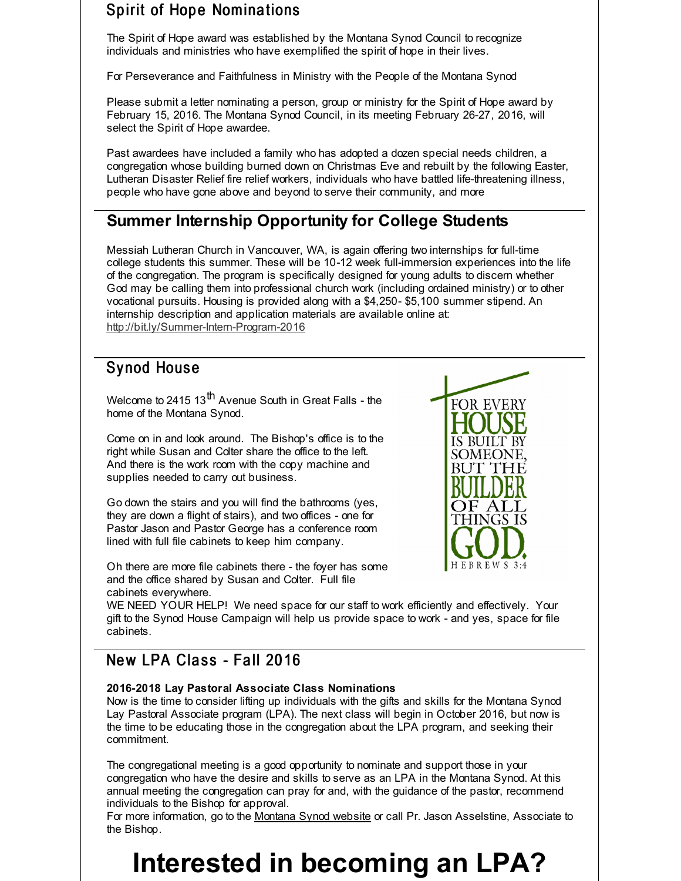## Spirit of Hope Nominations

The Spirit of Hope award was established by the Montana Synod Council to recognize individuals and ministries who have exemplified the spirit of hope in their lives.

For Perseverance and Faithfulness in Ministry with the People of the Montana Synod

Please submit a letter nominating a person, group or ministry for the Spirit of Hope award by February 15, 2016. The Montana Synod Council, in its meeting February 26-27, 2016, will select the Spirit of Hope awardee.

Past awardees have included a family who has adopted a dozen special needs children, a congregation whose building burned down on Christmas Eve and rebuilt by the following Easter, Lutheran Disaster Relief fire relief workers, individuals who have battled life-threatening illness, people who have gone above and beyond to serve their community, and more

## Summer Internship Opportunity for College Students

Messiah Lutheran Church in Vancouver, WA, is again offering two internships for full-time college students this summer. These will be 10-12 week full-immersion experiences into the life of the congregation. The program is specifically designed for young adults to discern whether God may be calling them into professional church work (including ordained ministry) or to other vocational pursuits. Housing is provided along with a $4,250- $5,100 summer stipend. An internship description and application materials are available online at: http://bit.ly/Summer-Intern-Program-2016

## Synod House

Welcome to 2415 13th Avenue South in Great Falls - the home of the Montana Synod.

Come on in and look around. The Bishop's office is to the right while Susan and Colter share the office to the left. And there is the work room with the copy machine and supplies needed to carry out business.

Go down the stairs and you will find the bathrooms (yes, they are down a flight of stairs), and two offices - one for Pastor Jason and Pastor George has a conference room lined with full file cabinets to keep him company.

Oh there are more file cabinets there - the foyer has some and the office shared by Susan and Colter. Full file cabinets everywhere.

FOR EVERY HOUSE IS BUILT BY SOMEONE, BUT THE BUILDER OF ALL THINGS IS GOD. HEBREWS 3:4

WE NEED YOUR HELP! We need space for our staff to work efficiently and effectively. Your gift to the Synod House Campaign will help us provide space to work - and yes, space for file cabinets.

## New LPA Class - Fall 2016

**2016-2018 Lay Pastoral Associate Class Nominations**

Now is the time to consider lifting up individuals with the gifts and skills for the Montana Synod Lay Pastoral Associate program (LPA). The next class will begin in October 2016, but now is the time to be educating those in the congregation about the LPA program, and seeking their commitment.

The congregational meeting is a good opportunity to nominate and support those in your congregation who have the desire and skills to serve as an LPA in the Montana Synod. At this annual meeting the congregation can pray for and, with the guidance of the pastor, recommend individuals to the Bishop for approval.

For more information, go to the Montana Synod website or call Pr. Jason Asselstine, Associate to the Bishop.

# Interested in becoming an LPA?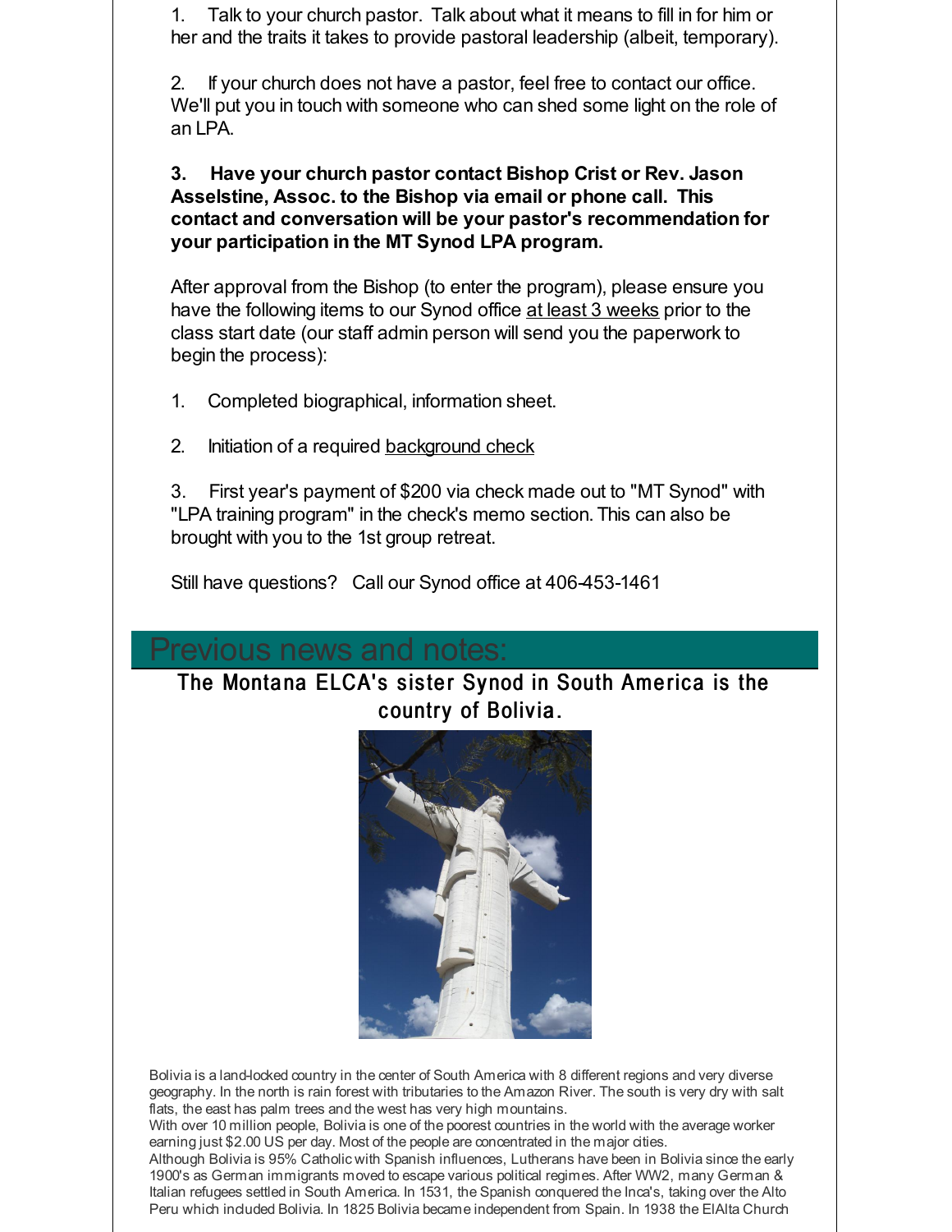1. Talk to your church pastor. Talk about what it means to fill in for him or her and the traits it takes to provide pastoral leadership (albeit, temporary).

2. If your church does not have a pastor, feel free to contact our office. We'll put you in touch with someone who can shed some light on the role of an LPA.

**3. Have your church pastor contact Bishop Crist or Rev. Jason Asselstine, Assoc. to the Bishop via email or phone call. This contact and conversation will be your pastor's recommendation for your participation in the MT Synod LPA program.**

After approval from the Bishop (to enter the program), please ensure you have the following items to our Synod office at least 3 weeks prior to the class start date (our staff admin person will send you the paperwork to begin the process):

1. Completed biographical, information sheet.

2. Initiation of a required background check

3. First year's payment of $200 via check made out to "MT Synod" with "LPA training program" in the check's memo section. This can also be brought with you to the 1st group retreat.

Still have questions? Call our Synod office at 406-453-1461

## Previous news and notes:

### The Montana ELCA's sister Synod in South America is the country of Bolivia.

Bolivia is a land-locked country in the center of South America with 8 different regions and very diverse geography. In the north is rain forest with tributaries to the Amazon River. The south is very dry with salt flats, the east has palm trees and the west has very high mountains.
With over 10 million people, Bolivia is one of the poorest countries in the world with the average worker earning just $2.00 US per day. Most of the people are concentrated in the major cities.
Although Bolivia is 95% Catholic with Spanish influences, Lutherans have been in Bolivia since the early 1900's as German immigrants moved to escape various political regimes. After WW2, many German & Italian refugees settled in South America. In 1531, the Spanish conquered the Inca's, taking over the Alto Peru which included Bolivia. In 1825 Bolivia became independent from Spain. In 1938 the ElAlta Church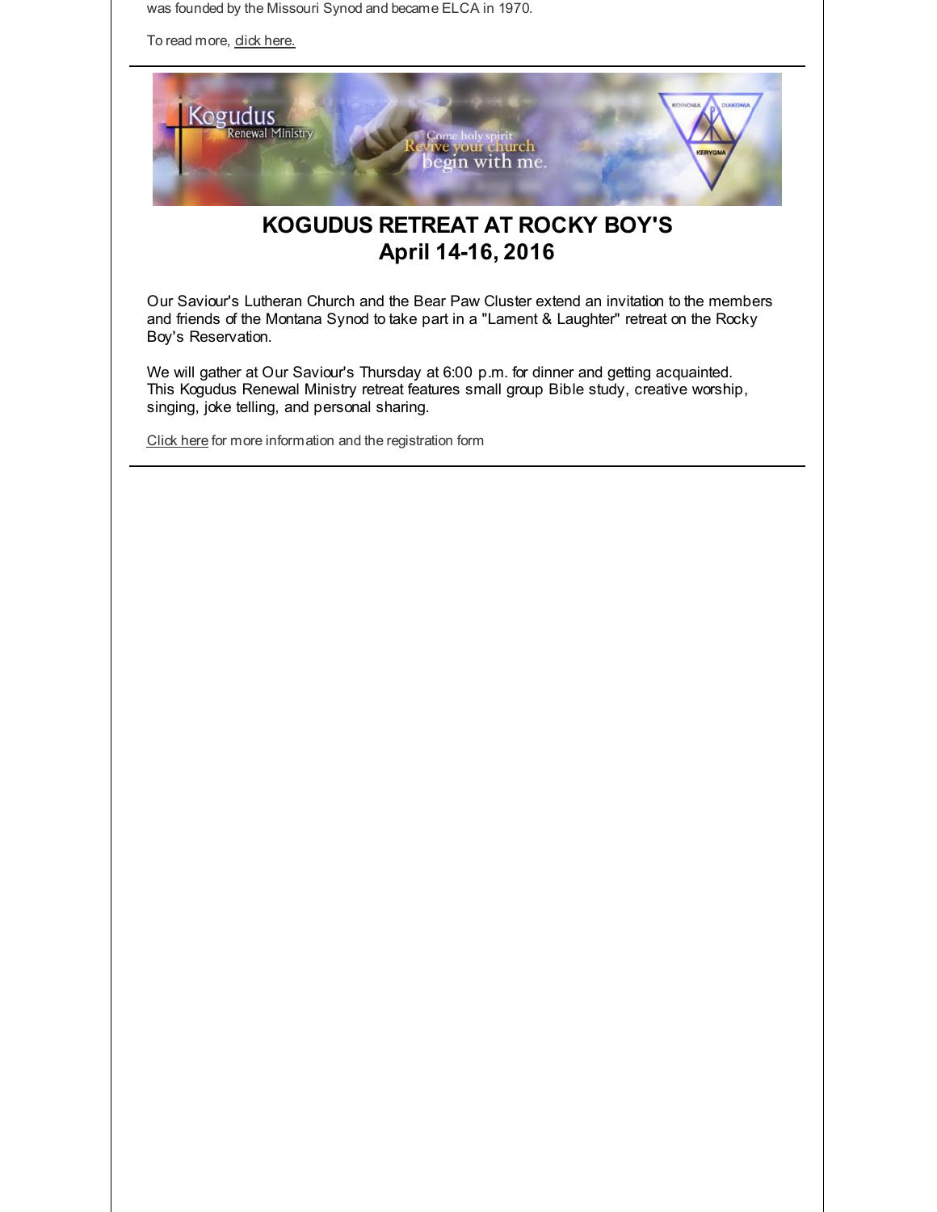was founded by the Missouri Synod and became ELCA in 1970.

To read more, click here.

---

## KOGUDUS RETREAT AT ROCKY BOY'S
## April 14-16, 2016

Our Saviour's Lutheran Church and the Bear Paw Cluster extend an invitation to the members and friends of the Montana Synod to take part in a "Lament & Laughter" retreat on the Rocky Boy's Reservation.

We will gather at Our Saviour's Thursday at 6:00 p.m. for dinner and getting acquainted. This Kogudus Renewal Ministry retreat features small group Bible study, creative worship, singing, joke telling, and personal sharing.

Click here for more information and the registration form

---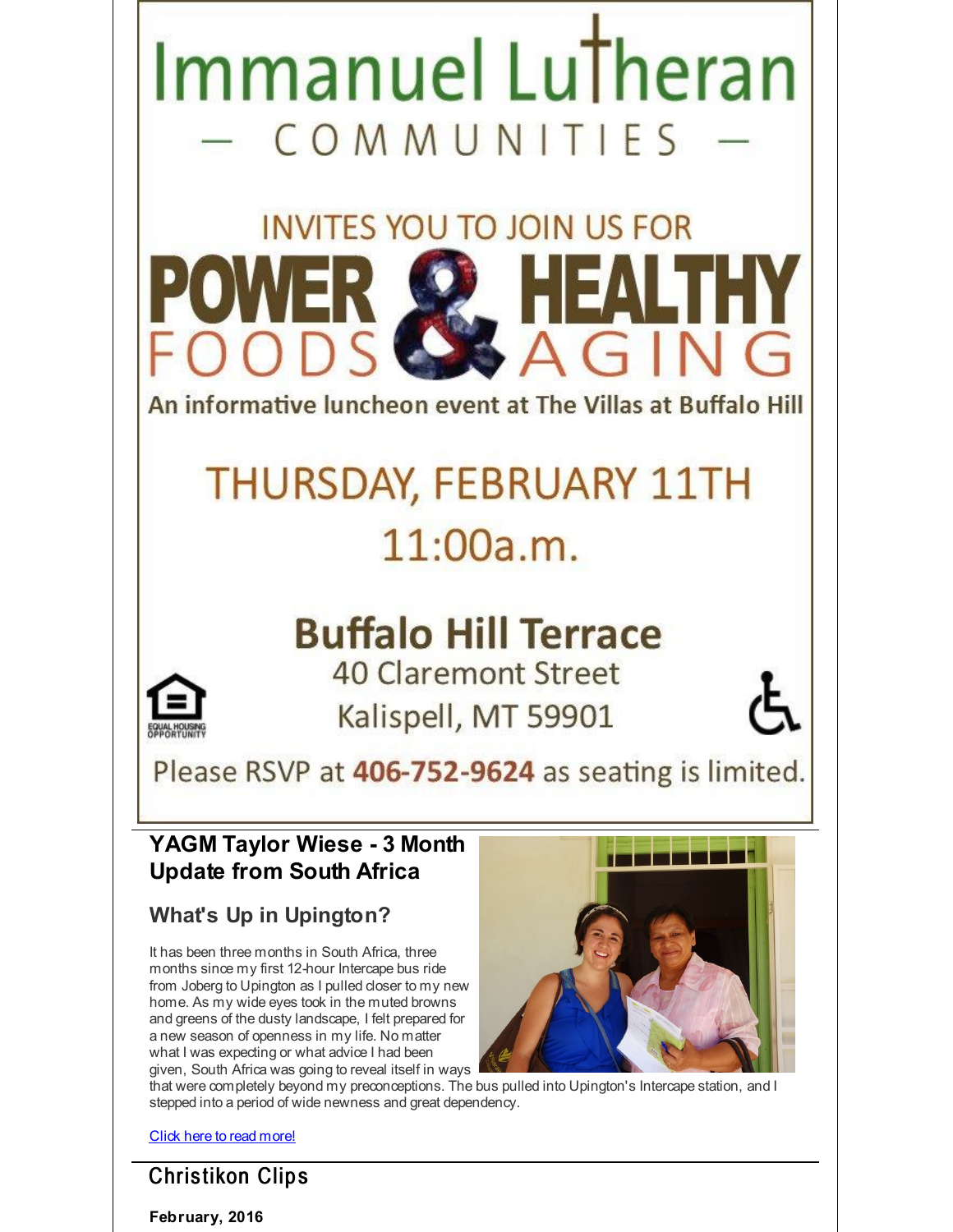# Immanuel Lutheran

— COMMUNITIES —

INVITES YOU TO JOIN US FOR

# POWER FOODS & HEALTHY AGING

An informative luncheon event at The Villas at Buffalo Hill

## THURSDAY, FEBRUARY 11TH

## 11:00a.m.

**Buffalo Hill Terrace**

40 Claremont Street

Kalispell, MT 59901

EQUAL HOUSING OPPORTUNITY

Please RSVP at **406-752-9624** as seating is limited.

## YAGM Taylor Wiese - 3 Month Update from South Africa

### What's Up in Upington?

It has been three months in South Africa, three months since my first 12-hour Intercape bus ride from Joberg to Upington as I pulled closer to my new home. As my wide eyes took in the muted browns and greens of the dusty landscape, I felt prepared for a new season of openness in my life. No matter what I was expecting or what advice I had been given, South Africa was going to reveal itself in ways that were completely beyond my preconceptions. The bus pulled into Upington's Intercape station, and I stepped into a period of wide newness and great dependency.

Click here to read more!

## Christikon Clips

**February, 2016**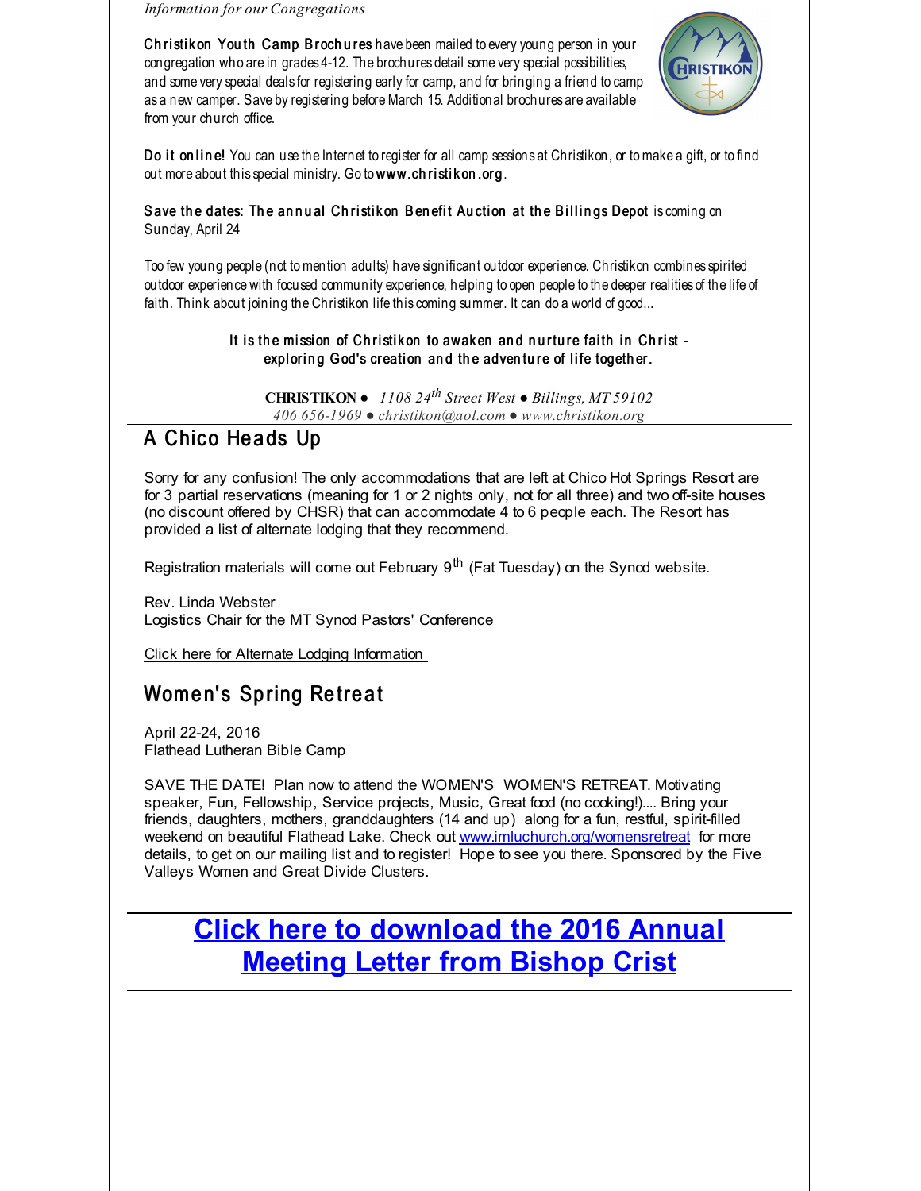*Information for our Congregations*

**Christikon Youth Camp Brochures** have been mailed to every young person in your congregation who are in grades 4-12. The brochures detail some very special possibilities, and some very special deals for registering early for camp, and for bringing a friend to camp as a new camper. Save by registering before March 15. Additional brochures are available from your church office.

**Do it online!** You can use the Internet to register for all camp sessions at Christikon, or to make a gift, or to find out more about this special ministry. Go to **www.christikon.org**.

**Save the dates: The annual Christikon Benefit Auction at the Billings Depot** is coming on Sunday, April 24

Too few young people (not to mention adults) have significant outdoor experience. Christikon combines spirited outdoor experience with focused community experience, helping to open people to the deeper realities of the life of faith. Think about joining the Christikon life this coming summer. It can do a world of good...

**It is the mission of Christikon to awaken and nurture faith in Christ - exploring God's creation and the adventure of life together.**

**CHRISTIKON** ● *1108 24th Street West ● Billings, MT 59102*
*406 656-1969 ● christikon@aol.com ● www.christikon.org*

## A Chico Heads Up

Sorry for any confusion! The only accommodations that are left at Chico Hot Springs Resort are for 3 partial reservations (meaning for 1 or 2 nights only, not for all three) and two off-site houses (no discount offered by CHSR) that can accommodate 4 to 6 people each. The Resort has provided a list of alternate lodging that they recommend.

Registration materials will come out February 9th (Fat Tuesday) on the Synod website.

Rev. Linda Webster
Logistics Chair for the MT Synod Pastors' Conference

Click here for Alternate Lodging Information

## Women's Spring Retreat

April 22-24, 2016
Flathead Lutheran Bible Camp

SAVE THE DATE! Plan now to attend the WOMEN'S WOMEN'S RETREAT. Motivating speaker, Fun, Fellowship, Service projects, Music, Great food (no cooking!).... Bring your friends, daughters, mothers, granddaughters (14 and up) along for a fun, restful, spirit-filled weekend on beautiful Flathead Lake. Check out www.imluchurch.org/womensretreat for more details, to get on our mailing list and to register! Hope to see you there. Sponsored by the Five Valleys Women and Great Divide Clusters.

## Click here to download the 2016 Annual Meeting Letter from Bishop Crist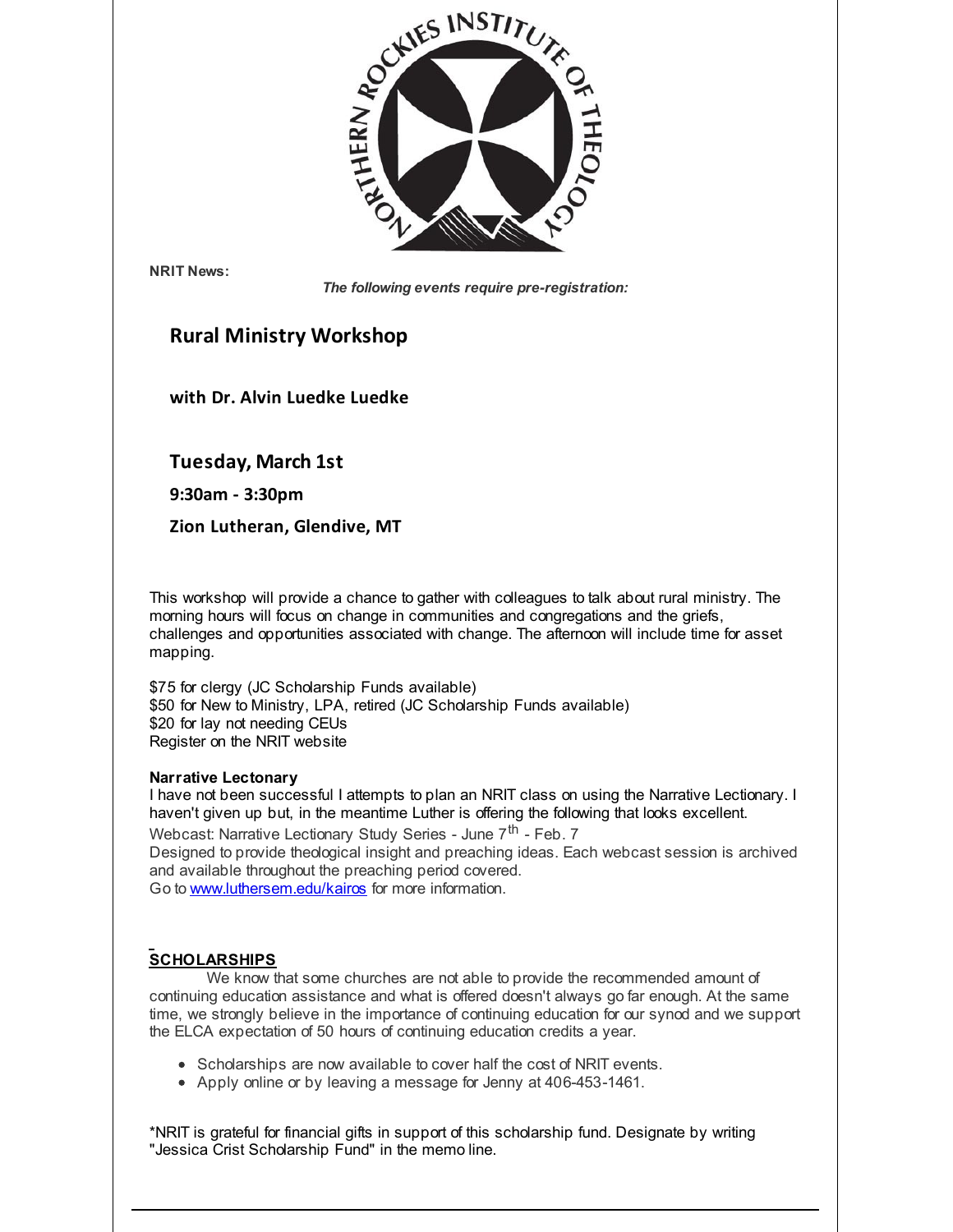NORTHERN ROCKIES INSTITUTE OF THEOLOGY

**NRIT News:**

***The following events require pre-registration:***

## Rural Ministry Workshop

**with Dr. Alvin Luedke Luedke**

### Tuesday, March 1st

**9:30am - 3:30pm**

**Zion Lutheran, Glendive, MT**

This workshop will provide a chance to gather with colleagues to talk about rural ministry. The morning hours will focus on change in communities and congregations and the griefs, challenges and opportunities associated with change. The afternoon will include time for asset mapping.

$75 for clergy (JC Scholarship Funds available)
$50 for New to Ministry, LPA, retired (JC Scholarship Funds available)
$20 for lay not needing CEUs
Register on the NRIT website

**Narrative Lectonary**
I have not been successful I attempts to plan an NRIT class on using the Narrative Lectionary. I haven't given up but, in the meantime Luther is offering the following that looks excellent.
Webcast: Narrative Lectionary Study Series - June 7th - Feb. 7
Designed to provide theological insight and preaching ideas. Each webcast session is archived and available throughout the preaching period covered.
Go to www.luthersem.edu/kairos for more information.

**SCHOLARSHIPS**
We know that some churches are not able to provide the recommended amount of continuing education assistance and what is offered doesn't always go far enough. At the same time, we strongly believe in the importance of continuing education for our synod and we support the ELCA expectation of 50 hours of continuing education credits a year.

- Scholarships are now available to cover half the cost of NRIT events.
- Apply online or by leaving a message for Jenny at 406-453-1461.

*NRIT is grateful for financial gifts in support of this scholarship fund. Designate by writing "Jessica Crist Scholarship Fund" in the memo line.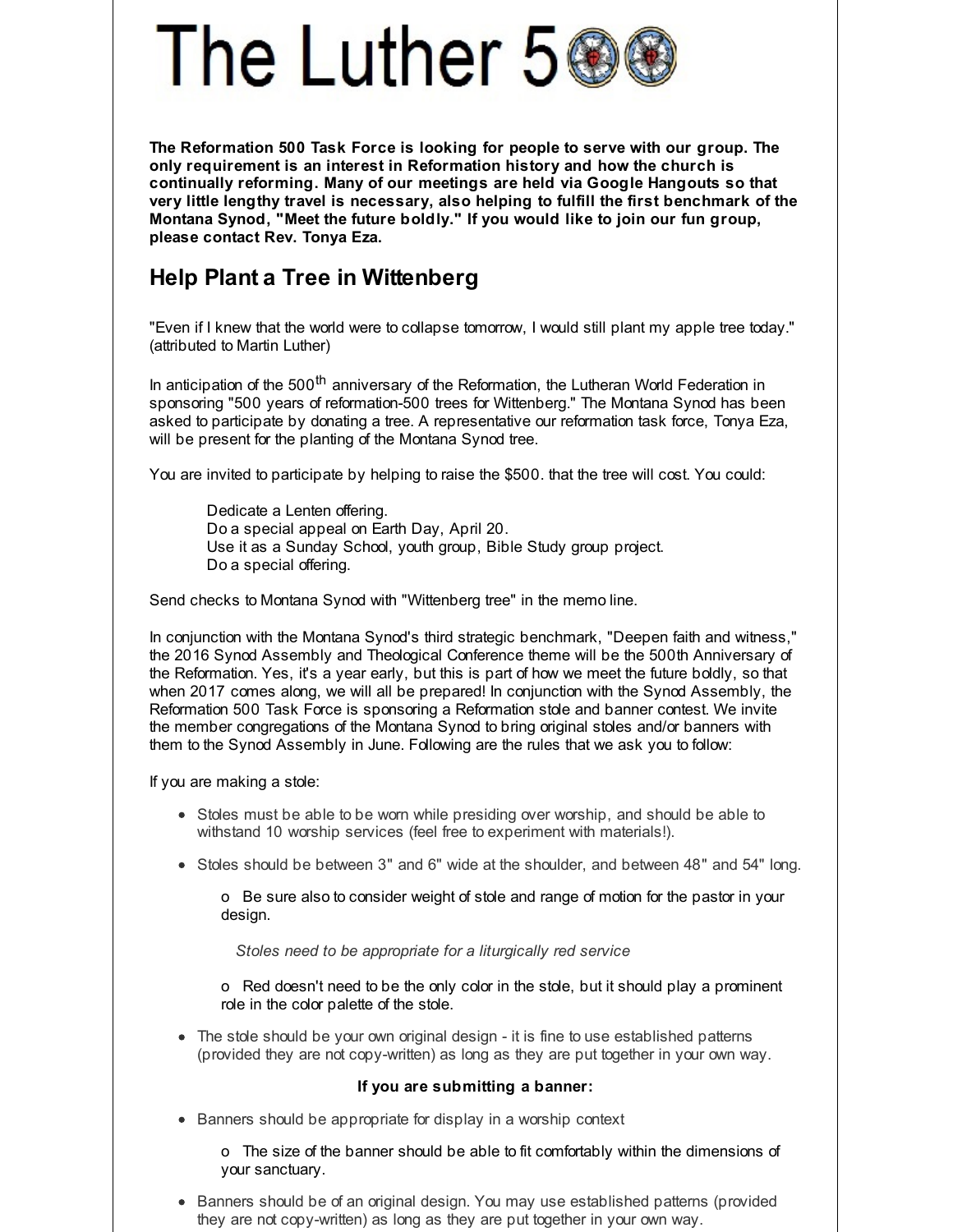# The Luther 500

**The Reformation 500 Task Force is looking for people to serve with our group. The only requirement is an interest in Reformation history and how the church is continually reforming. Many of our meetings are held via Google Hangouts so that very little lengthy travel is necessary, also helping to fulfill the first benchmark of the Montana Synod, "Meet the future boldly." If you would like to join our fun group, please contact Rev. Tonya Eza.**

## Help Plant a Tree in Wittenberg

"Even if I knew that the world were to collapse tomorrow, I would still plant my apple tree today." (attributed to Martin Luther)

In anticipation of the 500th anniversary of the Reformation, the Lutheran World Federation in sponsoring "500 years of reformation-500 trees for Wittenberg." The Montana Synod has been asked to participate by donating a tree. A representative our reformation task force, Tonya Eza, will be present for the planting of the Montana Synod tree.

You are invited to participate by helping to raise the $500. that the tree will cost. You could:

Dedicate a Lenten offering.
Do a special appeal on Earth Day, April 20.
Use it as a Sunday School, youth group, Bible Study group project.
Do a special offering.

Send checks to Montana Synod with "Wittenberg tree" in the memo line.

In conjunction with the Montana Synod's third strategic benchmark, "Deepen faith and witness," the 2016 Synod Assembly and Theological Conference theme will be the 500th Anniversary of the Reformation. Yes, it's a year early, but this is part of how we meet the future boldly, so that when 2017 comes along, we will all be prepared! In conjunction with the Synod Assembly, the Reformation 500 Task Force is sponsoring a Reformation stole and banner contest. We invite the member congregations of the Montana Synod to bring original stoles and/or banners with them to the Synod Assembly in June. Following are the rules that we ask you to follow:

If you are making a stole:

- Stoles must be able to be worn while presiding over worship, and should be able to withstand 10 worship services (feel free to experiment with materials!).
- Stoles should be between 3" and 6" wide at the shoulder, and between 48" and 54" long.

  o Be sure also to consider weight of stole and range of motion for the pastor in your design.

  *Stoles need to be appropriate for a liturgically red service*

  o Red doesn't need to be the only color in the stole, but it should play a prominent role in the color palette of the stole.

- The stole should be your own original design - it is fine to use established patterns (provided they are not copy-written) as long as they are put together in your own way.

**If you are submitting a banner:**

- Banners should be appropriate for display in a worship context

  o The size of the banner should be able to fit comfortably within the dimensions of your sanctuary.

- Banners should be of an original design. You may use established patterns (provided they are not copy-written) as long as they are put together in your own way.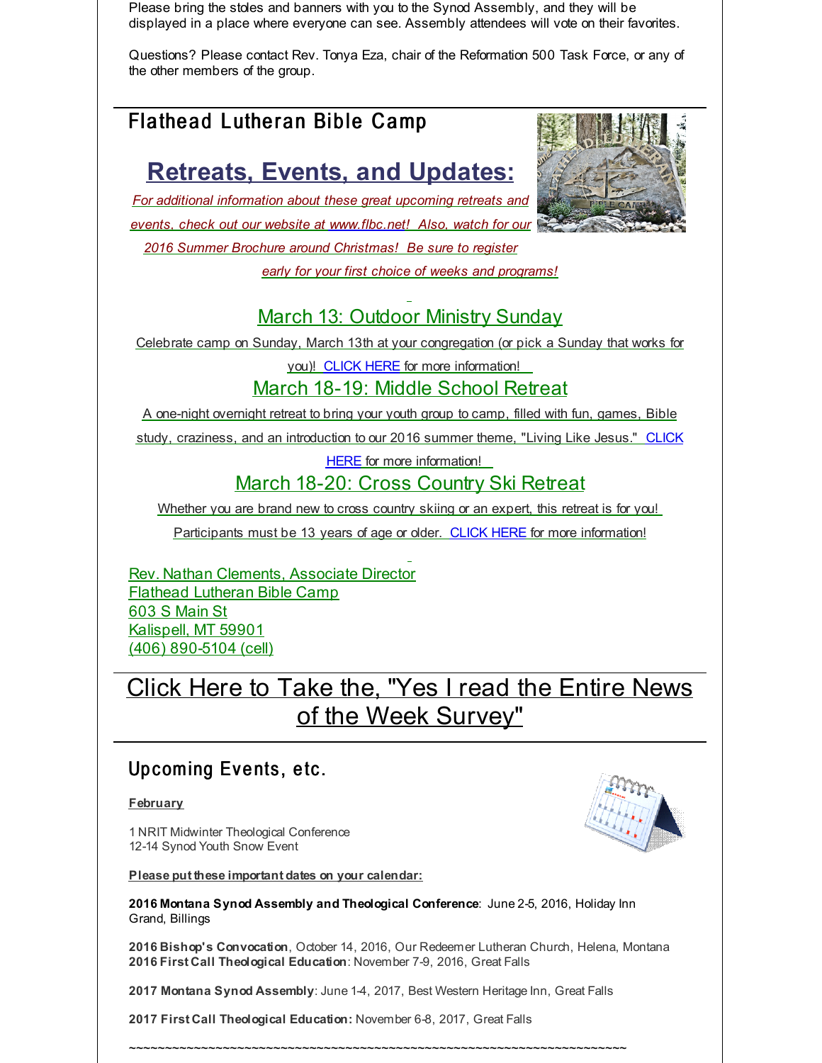Please bring the stoles and banners with you to the Synod Assembly, and they will be displayed in a place where everyone can see. Assembly attendees will vote on their favorites.

Questions? Please contact Rev. Tonya Eza, chair of the Reformation 500 Task Force, or any of the other members of the group.

## Flathead Lutheran Bible Camp

### Retreats, Events, and Updates:

*For additional information about these great upcoming retreats and events, check out our website at www.flbc.net! Also, watch for our 2016 Summer Brochure around Christmas! Be sure to register early for your first choice of weeks and programs!*

### March 13: Outdoor Ministry Sunday

Celebrate camp on Sunday, March 13th at your congregation (or pick a Sunday that works for you)! CLICK HERE for more information!

### March 18-19: Middle School Retreat

A one-night overnight retreat to bring your youth group to camp, filled with fun, games, Bible study, craziness, and an introduction to our 2016 summer theme, "Living Like Jesus." CLICK HERE for more information!

### March 18-20: Cross Country Ski Retreat

Whether you are brand new to cross country skiing or an expert, this retreat is for you! Participants must be 13 years of age or older. CLICK HERE for more information!

Rev. Nathan Clements, Associate Director
Flathead Lutheran Bible Camp
603 S Main St
Kalispell, MT 59901
(406) 890-5104 (cell)

## Click Here to Take the, "Yes I read the Entire News of the Week Survey"

## Upcoming Events, etc.

**February**

1 NRIT Midwinter Theological Conference
12-14 Synod Youth Snow Event

**Please put these important dates on your calendar:**

**2016 Montana Synod Assembly and Theological Conference**: June 2-5, 2016, Holiday Inn Grand, Billings

**2016 Bishop's Convocation**, October 14, 2016, Our Redeemer Lutheran Church, Helena, Montana
**2016 First Call Theological Education**: November 7-9, 2016, Great Falls

**2017 Montana Synod Assembly**: June 1-4, 2017, Best Western Heritage Inn, Great Falls

**2017 First Call Theological Education:** November 6-8, 2017, Great Falls

~~~~~~~~~~~~~~~~~~~~~~~~~~~~~~~~~~~~~~~~~~~~~~~~~~~~~~~~~~~~~~~~~~~~~~~~~~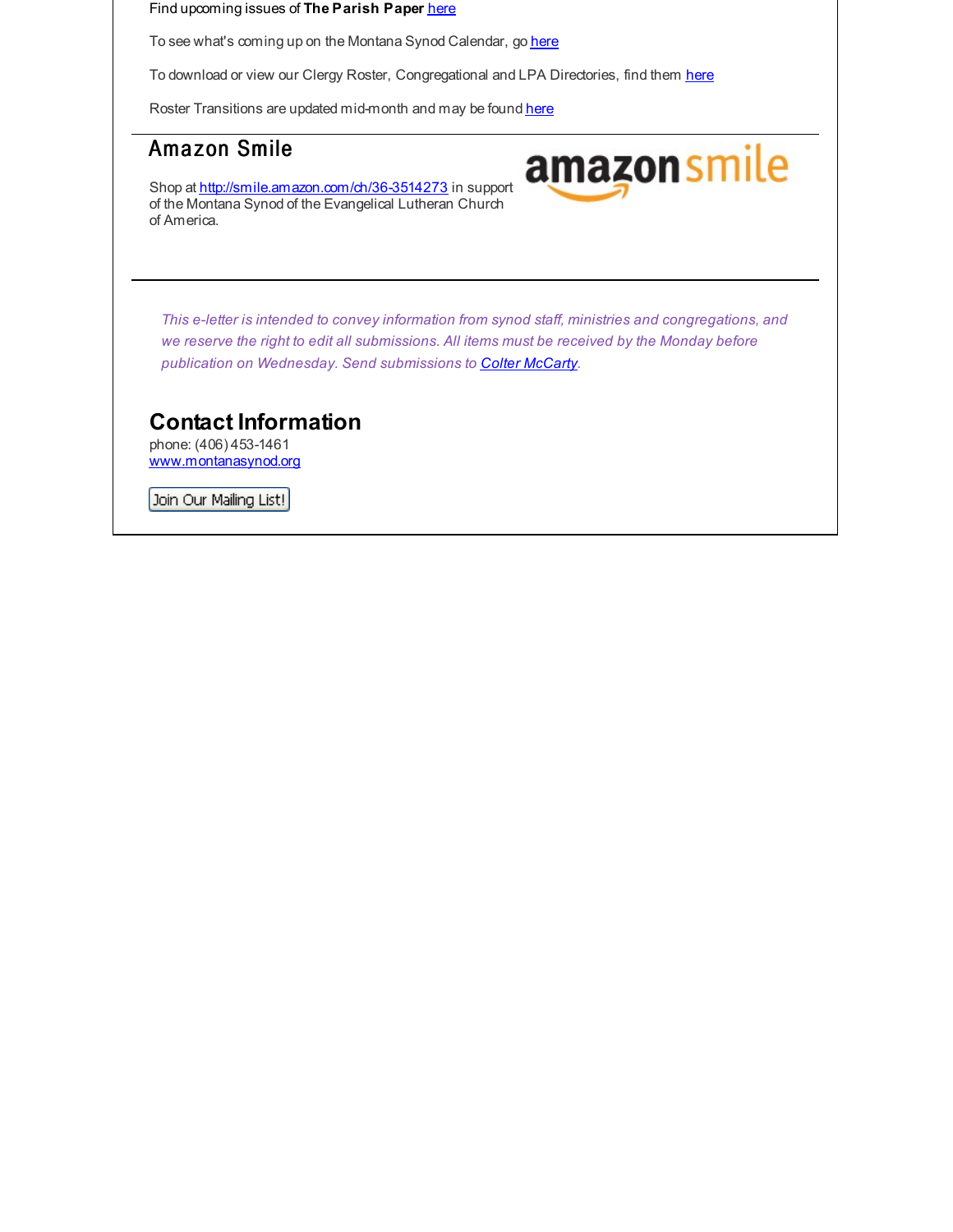Find upcoming issues of **The Parish Paper** here

To see what's coming up on the Montana Synod Calendar, go here

To download or view our Clergy Roster, Congregational and LPA Directories, find them here

Roster Transitions are updated mid-month and may be found here

---

## Amazon Smile

Shop at http://smile.amazon.com/ch/36-3514273 in support of the Montana Synod of the Evangelical Lutheran Church of America.

---

*This e-letter is intended to convey information from synod staff, ministries and congregations, and we reserve the right to edit all submissions. All items must be received by the Monday before publication on Wednesday. Send submissions to Colter McCarty.*

## Contact Information

phone: (406) 453-1461
www.montanasynod.org

Join Our Mailing List!